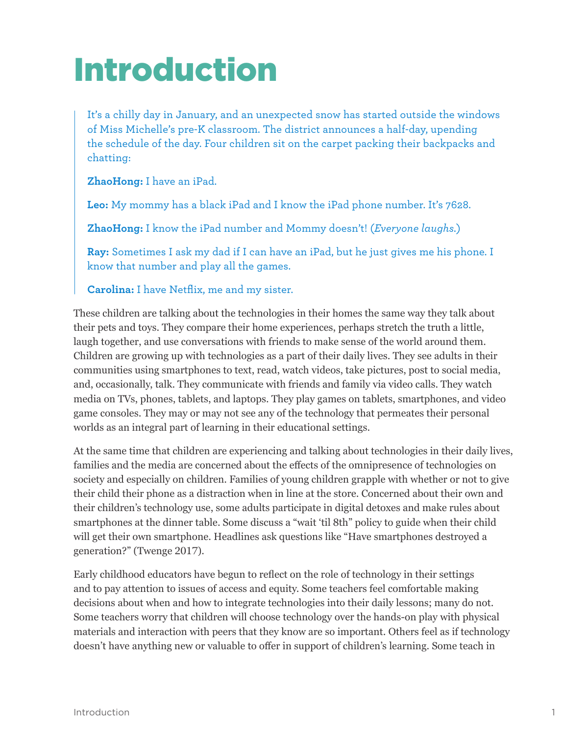# Introduction

> It's a chilly day in January, and an unexpected snow has started outside the windows of Miss Michelle's pre-K classroom. The district announces a half-day, upending the schedule of the day. Four children sit on the carpet packing their backpacks and chatting:
>
> **ZhaoHong:** I have an iPad.
>
> **Leo:** My mommy has a black iPad and I know the iPad phone number. It's 7628.
>
> **ZhaoHong:** I know the iPad number and Mommy doesn't! (*Everyone laughs.*)
>
> **Ray:** Sometimes I ask my dad if I can have an iPad, but he just gives me his phone. I know that number and play all the games.
>
> **Carolina:** I have Netflix, me and my sister.

These children are talking about the technologies in their homes the same way they talk about their pets and toys. They compare their home experiences, perhaps stretch the truth a little, laugh together, and use conversations with friends to make sense of the world around them. Children are growing up with technologies as a part of their daily lives. They see adults in their communities using smartphones to text, read, watch videos, take pictures, post to social media, and, occasionally, talk. They communicate with friends and family via video calls. They watch media on TVs, phones, tablets, and laptops. They play games on tablets, smartphones, and video game consoles. They may or may not see any of the technology that permeates their personal worlds as an integral part of learning in their educational settings.

At the same time that children are experiencing and talking about technologies in their daily lives, families and the media are concerned about the effects of the omnipresence of technologies on society and especially on children. Families of young children grapple with whether or not to give their child their phone as a distraction when in line at the store. Concerned about their own and their children's technology use, some adults participate in digital detoxes and make rules about smartphones at the dinner table. Some discuss a "wait 'til 8th" policy to guide when their child will get their own smartphone. Headlines ask questions like "Have smartphones destroyed a generation?" (Twenge 2017).

Early childhood educators have begun to reflect on the role of technology in their settings and to pay attention to issues of access and equity. Some teachers feel comfortable making decisions about when and how to integrate technologies into their daily lessons; many do not. Some teachers worry that children will choose technology over the hands-on play with physical materials and interaction with peers that they know are so important. Others feel as if technology doesn't have anything new or valuable to offer in support of children's learning. Some teach in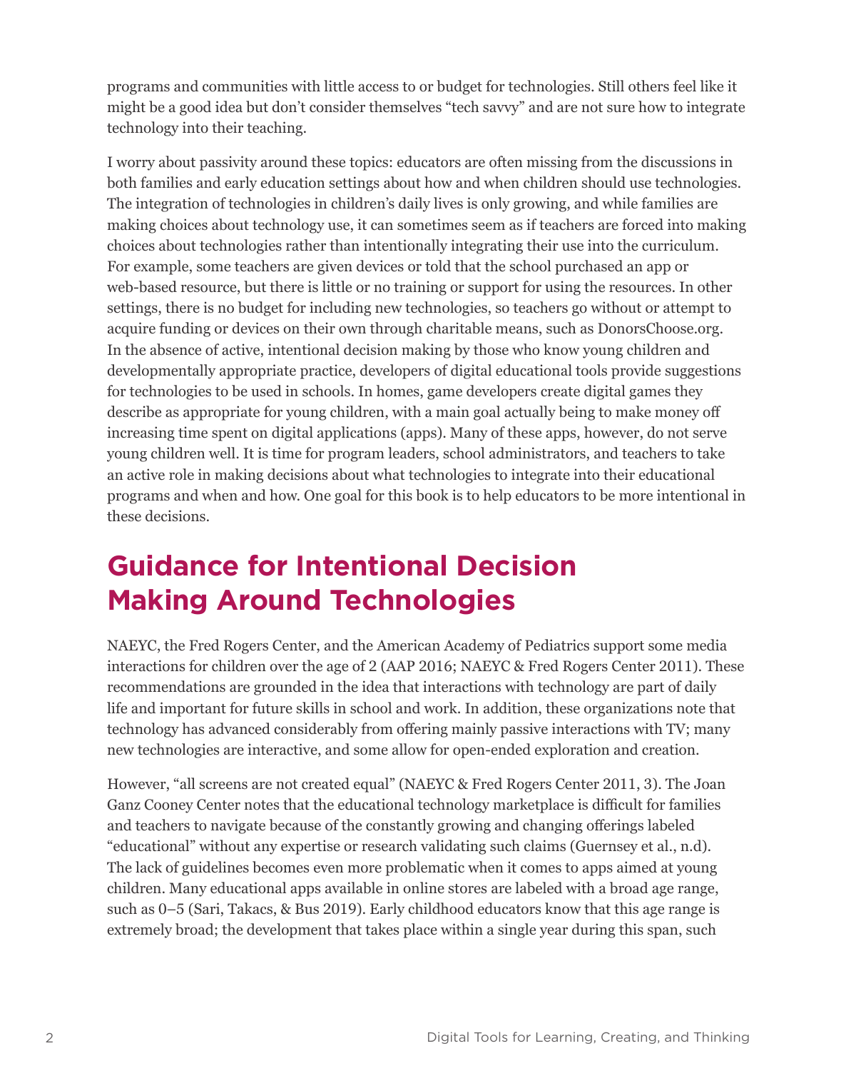programs and communities with little access to or budget for technologies. Still others feel like it might be a good idea but don't consider themselves "tech savvy" and are not sure how to integrate technology into their teaching.

I worry about passivity around these topics: educators are often missing from the discussions in both families and early education settings about how and when children should use technologies. The integration of technologies in children's daily lives is only growing, and while families are making choices about technology use, it can sometimes seem as if teachers are forced into making choices about technologies rather than intentionally integrating their use into the curriculum. For example, some teachers are given devices or told that the school purchased an app or web-based resource, but there is little or no training or support for using the resources. In other settings, there is no budget for including new technologies, so teachers go without or attempt to acquire funding or devices on their own through charitable means, such as DonorsChoose.org. In the absence of active, intentional decision making by those who know young children and developmentally appropriate practice, developers of digital educational tools provide suggestions for technologies to be used in schools. In homes, game developers create digital games they describe as appropriate for young children, with a main goal actually being to make money off increasing time spent on digital applications (apps). Many of these apps, however, do not serve young children well. It is time for program leaders, school administrators, and teachers to take an active role in making decisions about what technologies to integrate into their educational programs and when and how. One goal for this book is to help educators to be more intentional in these decisions.

## Guidance for Intentional Decision Making Around Technologies

NAEYC, the Fred Rogers Center, and the American Academy of Pediatrics support some media interactions for children over the age of 2 (AAP 2016; NAEYC & Fred Rogers Center 2011). These recommendations are grounded in the idea that interactions with technology are part of daily life and important for future skills in school and work. In addition, these organizations note that technology has advanced considerably from offering mainly passive interactions with TV; many new technologies are interactive, and some allow for open-ended exploration and creation.

However, "all screens are not created equal" (NAEYC & Fred Rogers Center 2011, 3). The Joan Ganz Cooney Center notes that the educational technology marketplace is difficult for families and teachers to navigate because of the constantly growing and changing offerings labeled "educational" without any expertise or research validating such claims (Guernsey et al., n.d). The lack of guidelines becomes even more problematic when it comes to apps aimed at young children. Many educational apps available in online stores are labeled with a broad age range, such as 0–5 (Sari, Takacs, & Bus 2019). Early childhood educators know that this age range is extremely broad; the development that takes place within a single year during this span, such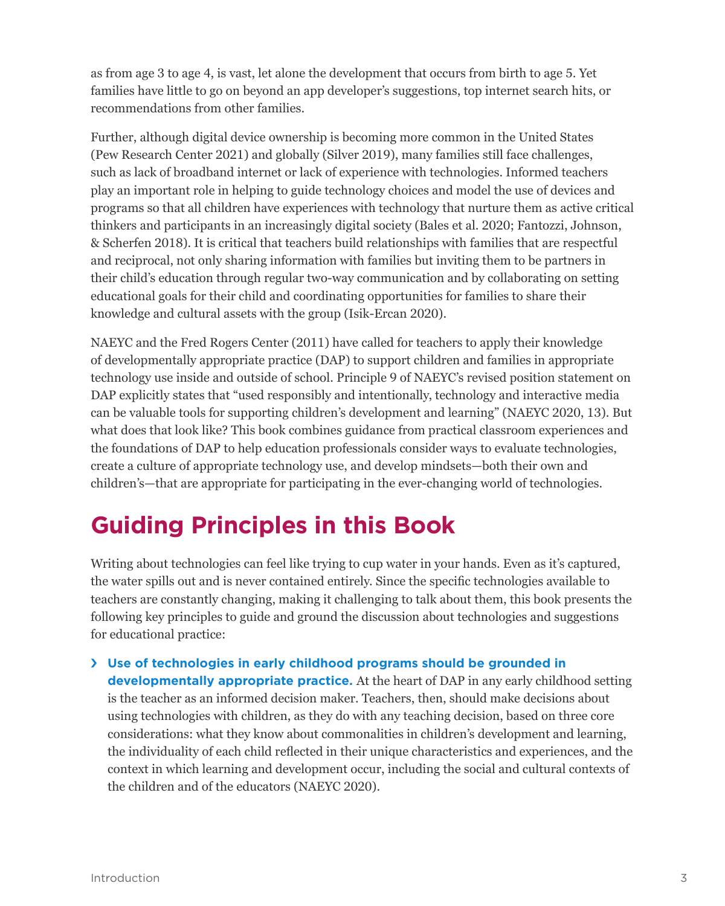as from age 3 to age 4, is vast, let alone the development that occurs from birth to age 5. Yet families have little to go on beyond an app developer's suggestions, top internet search hits, or recommendations from other families.

Further, although digital device ownership is becoming more common in the United States (Pew Research Center 2021) and globally (Silver 2019), many families still face challenges, such as lack of broadband internet or lack of experience with technologies. Informed teachers play an important role in helping to guide technology choices and model the use of devices and programs so that all children have experiences with technology that nurture them as active critical thinkers and participants in an increasingly digital society (Bales et al. 2020; Fantozzi, Johnson, & Scherfen 2018). It is critical that teachers build relationships with families that are respectful and reciprocal, not only sharing information with families but inviting them to be partners in their child's education through regular two-way communication and by collaborating on setting educational goals for their child and coordinating opportunities for families to share their knowledge and cultural assets with the group (Isik-Ercan 2020).

NAEYC and the Fred Rogers Center (2011) have called for teachers to apply their knowledge of developmentally appropriate practice (DAP) to support children and families in appropriate technology use inside and outside of school. Principle 9 of NAEYC's revised position statement on DAP explicitly states that "used responsibly and intentionally, technology and interactive media can be valuable tools for supporting children's development and learning" (NAEYC 2020, 13). But what does that look like? This book combines guidance from practical classroom experiences and the foundations of DAP to help education professionals consider ways to evaluate technologies, create a culture of appropriate technology use, and develop mindsets—both their own and children's—that are appropriate for participating in the ever-changing world of technologies.

## Guiding Principles in this Book

Writing about technologies can feel like trying to cup water in your hands. Even as it's captured, the water spills out and is never contained entirely. Since the specific technologies available to teachers are constantly changing, making it challenging to talk about them, this book presents the following key principles to guide and ground the discussion about technologies and suggestions for educational practice:

- **Use of technologies in early childhood programs should be grounded in developmentally appropriate practice.** At the heart of DAP in any early childhood setting is the teacher as an informed decision maker. Teachers, then, should make decisions about using technologies with children, as they do with any teaching decision, based on three core considerations: what they know about commonalities in children's development and learning, the individuality of each child reflected in their unique characteristics and experiences, and the context in which learning and development occur, including the social and cultural contexts of the children and of the educators (NAEYC 2020).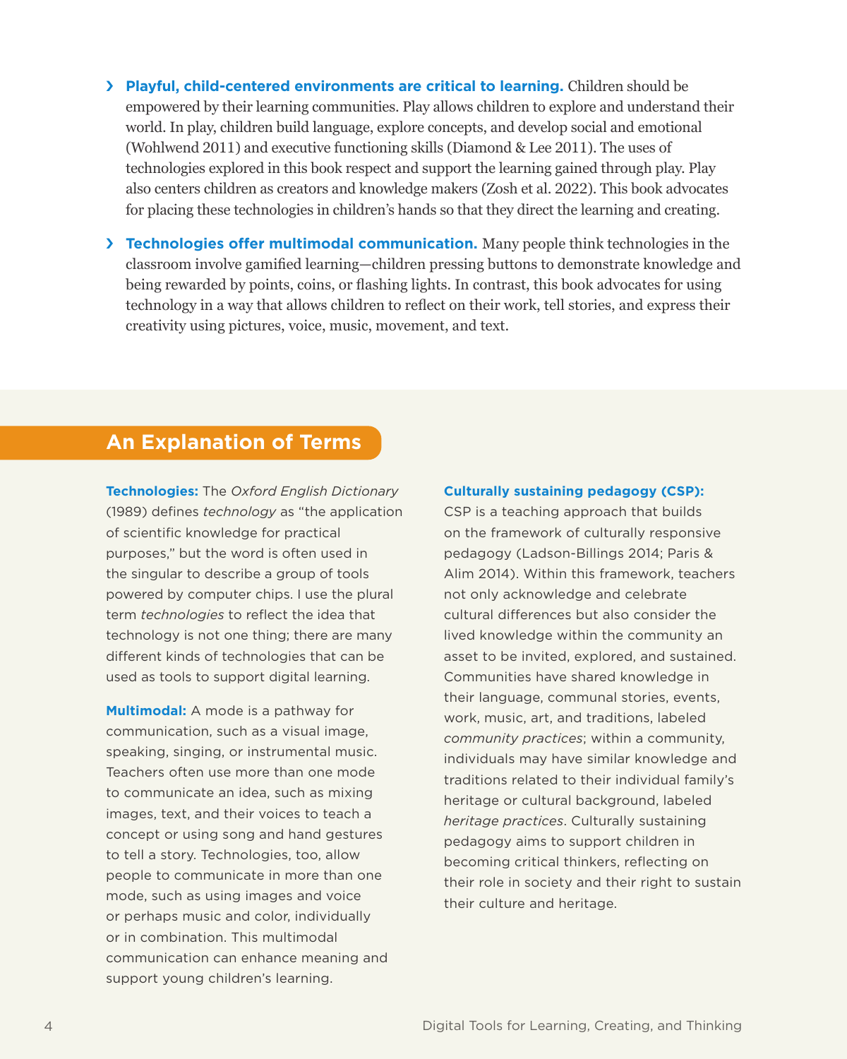- **Playful, child-centered environments are critical to learning.** Children should be empowered by their learning communities. Play allows children to explore and understand their world. In play, children build language, explore concepts, and develop social and emotional (Wohlwend 2011) and executive functioning skills (Diamond & Lee 2011). The uses of technologies explored in this book respect and support the learning gained through play. Play also centers children as creators and knowledge makers (Zosh et al. 2022). This book advocates for placing these technologies in children's hands so that they direct the learning and creating.
- **Technologies offer multimodal communication.** Many people think technologies in the classroom involve gamified learning—children pressing buttons to demonstrate knowledge and being rewarded by points, coins, or flashing lights. In contrast, this book advocates for using technology in a way that allows children to reflect on their work, tell stories, and express their creativity using pictures, voice, music, movement, and text.

## An Explanation of Terms

**Technologies:** The *Oxford English Dictionary* (1989) defines *technology* as "the application of scientific knowledge for practical purposes," but the word is often used in the singular to describe a group of tools powered by computer chips. I use the plural term *technologies* to reflect the idea that technology is not one thing; there are many different kinds of technologies that can be used as tools to support digital learning.

**Multimodal:** A mode is a pathway for communication, such as a visual image, speaking, singing, or instrumental music. Teachers often use more than one mode to communicate an idea, such as mixing images, text, and their voices to teach a concept or using song and hand gestures to tell a story. Technologies, too, allow people to communicate in more than one mode, such as using images and voice or perhaps music and color, individually or in combination. This multimodal communication can enhance meaning and support young children's learning.

**Culturally sustaining pedagogy (CSP):** CSP is a teaching approach that builds on the framework of culturally responsive pedagogy (Ladson-Billings 2014; Paris & Alim 2014). Within this framework, teachers not only acknowledge and celebrate cultural differences but also consider the lived knowledge within the community an asset to be invited, explored, and sustained. Communities have shared knowledge in their language, communal stories, events, work, music, art, and traditions, labeled *community practices*; within a community, individuals may have similar knowledge and traditions related to their individual family's heritage or cultural background, labeled *heritage practices*. Culturally sustaining pedagogy aims to support children in becoming critical thinkers, reflecting on their role in society and their right to sustain their culture and heritage.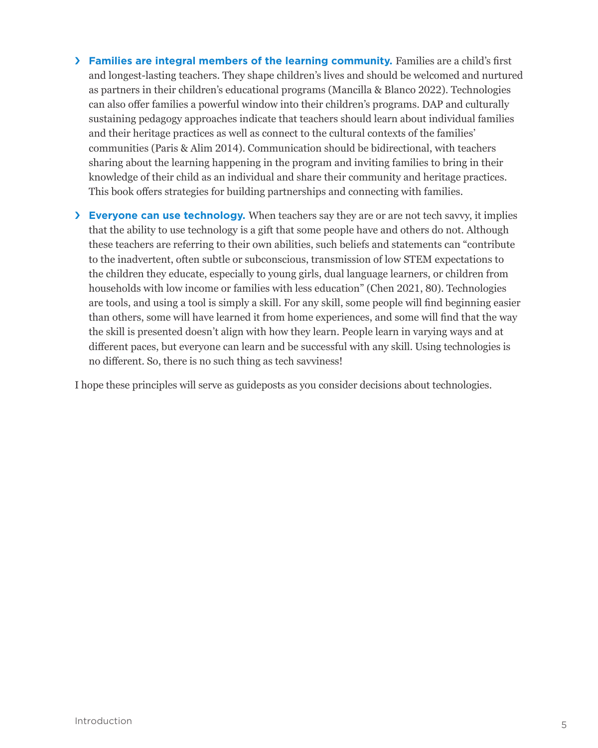- **Families are integral members of the learning community.** Families are a child's first and longest-lasting teachers. They shape children's lives and should be welcomed and nurtured as partners in their children's educational programs (Mancilla & Blanco 2022). Technologies can also offer families a powerful window into their children's programs. DAP and culturally sustaining pedagogy approaches indicate that teachers should learn about individual families and their heritage practices as well as connect to the cultural contexts of the families' communities (Paris & Alim 2014). Communication should be bidirectional, with teachers sharing about the learning happening in the program and inviting families to bring in their knowledge of their child as an individual and share their community and heritage practices. This book offers strategies for building partnerships and connecting with families.

- **Everyone can use technology.** When teachers say they are or are not tech savvy, it implies that the ability to use technology is a gift that some people have and others do not. Although these teachers are referring to their own abilities, such beliefs and statements can "contribute to the inadvertent, often subtle or subconscious, transmission of low STEM expectations to the children they educate, especially to young girls, dual language learners, or children from households with low income or families with less education" (Chen 2021, 80). Technologies are tools, and using a tool is simply a skill. For any skill, some people will find beginning easier than others, some will have learned it from home experiences, and some will find that the way the skill is presented doesn't align with how they learn. People learn in varying ways and at different paces, but everyone can learn and be successful with any skill. Using technologies is no different. So, there is no such thing as tech savviness!

I hope these principles will serve as guideposts as you consider decisions about technologies.